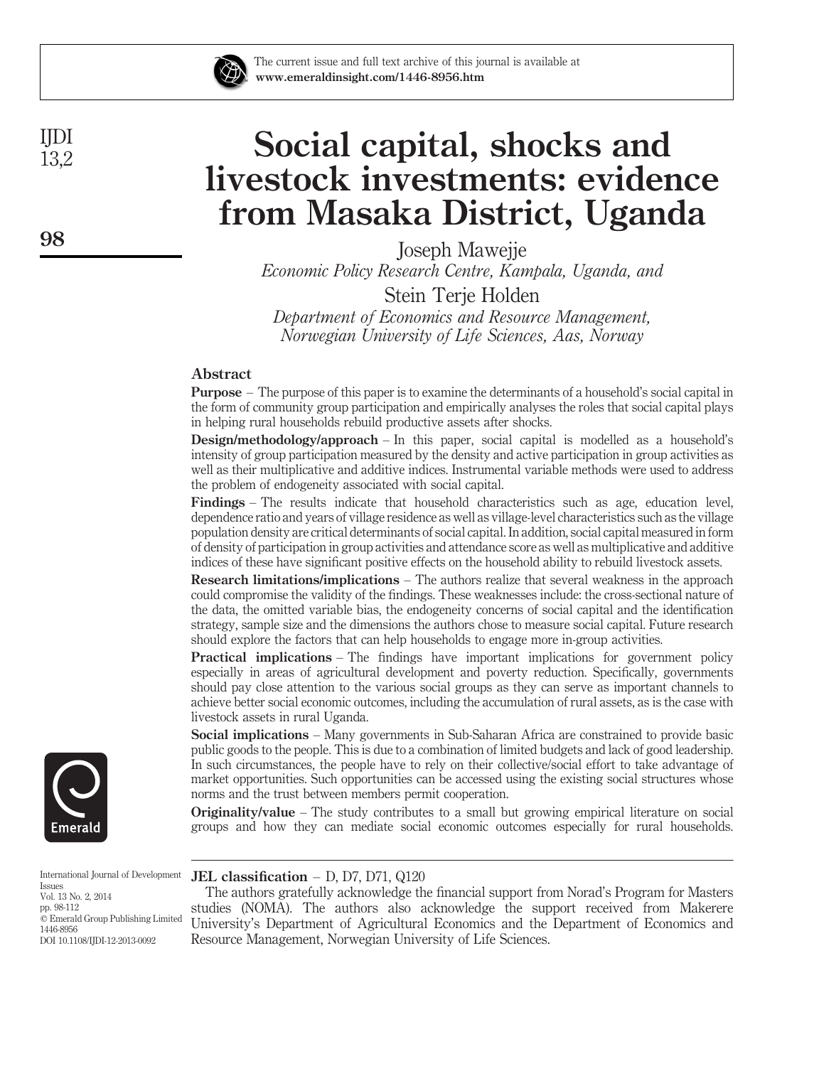# Social capital, shocks and livestock investments: evidence from Masaka District, Uganda

Joseph Mawejje

*Economic Policy Research Centre, Kampala, Uganda, and*

Stein Terje Holden

*Department of Economics and Resource Management, Norwegian University of Life Sciences, Aas, Norway*

## Abstract

**Purpose** – The purpose of this paper is to examine the determinants of a household's social capital in the form of community group participation and empirically analyses the roles that social capital plays in helping rural households rebuild productive assets after shocks.

**Design/methodology/approach** – In this paper, social capital is modelled as a household's intensity of group participation measured by the density and active participation in group activities as well as their multiplicative and additive indices. Instrumental variable methods were used to address the problem of endogeneity associated with social capital.

**Findings** – The results indicate that household characteristics such as age, education level, dependence ratio and years of village residence as well as village-level characteristics such as the village population density are critical determinants of social capital. In addition, social capital measured in form of density of participation in group activities and attendance score as well as multiplicative and additive indices of these have significant positive effects on the household ability to rebuild livestock assets.

**Research limitations/implications** – The authors realize that several weakness in the approach could compromise the validity of the findings. These weaknesses include: the cross-sectional nature of the data, the omitted variable bias, the endogeneity concerns of social capital and the identification strategy, sample size and the dimensions the authors chose to measure social capital. Future research should explore the factors that can help households to engage more in-group activities.

**Practical implications** – The findings have important implications for government policy especially in areas of agricultural development and poverty reduction. Specifically, governments should pay close attention to the various social groups as they can serve as important channels to achieve better social economic outcomes, including the accumulation of rural assets, as is the case with livestock assets in rural Uganda.

**Social implications** – Many governments in Sub-Saharan Africa are constrained to provide basic public goods to the people. This is due to a combination of limited budgets and lack of good leadership. In such circumstances, the people have to rely on their collective/social effort to take advantage of market opportunities. Such opportunities can be accessed using the existing social structures whose norms and the trust between members permit cooperation.

**Originality/value** – The study contributes to a small but growing empirical literature on social groups and how they can mediate social economic outcomes especially for rural households.

**JEL classification** – D, D7, D71, Q120

The authors gratefully acknowledge the financial support from Norad's Program for Masters studies (NOMA). The authors also acknowledge the support received from Makerere University's Department of Agricultural Economics and the Department of Economics and Resource Management, Norwegian University of Life Sciences.

International Journal of Development Issues
Vol. 13 No. 2, 2014
pp. 98-112
© Emerald Group Publishing Limited
1446-8956
DOI 10.1108/IJDI-12-2013-0092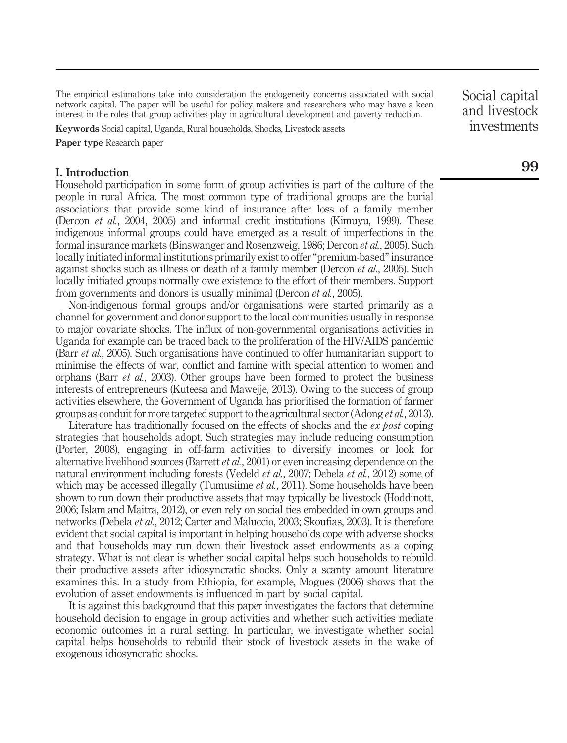The empirical estimations take into consideration the endogeneity concerns associated with social network capital. The paper will be useful for policy makers and researchers who may have a keen interest in the roles that group activities play in agricultural development and poverty reduction.

**Keywords** Social capital, Uganda, Rural households, Shocks, Livestock assets

**Paper type** Research paper

## I. Introduction

Household participation in some form of group activities is part of the culture of the people in rural Africa. The most common type of traditional groups are the burial associations that provide some kind of insurance after loss of a family member (Dercon *et al.*, 2004, 2005) and informal credit institutions (Kimuyu, 1999). These indigenous informal groups could have emerged as a result of imperfections in the formal insurance markets (Binswanger and Rosenzweig, 1986; Dercon *et al.*, 2005). Such locally initiated informal institutions primarily exist to offer "premium-based" insurance against shocks such as illness or death of a family member (Dercon *et al.*, 2005). Such locally initiated groups normally owe existence to the effort of their members. Support from governments and donors is usually minimal (Dercon *et al.*, 2005).

Non-indigenous formal groups and/or organisations were started primarily as a channel for government and donor support to the local communities usually in response to major covariate shocks. The influx of non-governmental organisations activities in Uganda for example can be traced back to the proliferation of the HIV/AIDS pandemic (Barr *et al.*, 2005). Such organisations have continued to offer humanitarian support to minimise the effects of war, conflict and famine with special attention to women and orphans (Barr *et al.*, 2003). Other groups have been formed to protect the business interests of entrepreneurs (Kuteesa and Mawejje, 2013). Owing to the success of group activities elsewhere, the Government of Uganda has prioritised the formation of farmer groups as conduit for more targeted support to the agricultural sector (Adong *et al.*, 2013).

Literature has traditionally focused on the effects of shocks and the *ex post* coping strategies that households adopt. Such strategies may include reducing consumption (Porter, 2008), engaging in off-farm activities to diversify incomes or look for alternative livelihood sources (Barrett *et al.*, 2001) or even increasing dependence on the natural environment including forests (Vedeld *et al.*, 2007; Debela *et al.*, 2012) some of which may be accessed illegally (Tumusiime *et al.*, 2011). Some households have been shown to run down their productive assets that may typically be livestock (Hoddinott, 2006; Islam and Maitra, 2012), or even rely on social ties embedded in own groups and networks (Debela *et al.*, 2012; Carter and Maluccio, 2003; Skoufias, 2003). It is therefore evident that social capital is important in helping households cope with adverse shocks and that households may run down their livestock asset endowments as a coping strategy. What is not clear is whether social capital helps such households to rebuild their productive assets after idiosyncratic shocks. Only a scanty amount literature examines this. In a study from Ethiopia, for example, Mogues (2006) shows that the evolution of asset endowments is influenced in part by social capital.

It is against this background that this paper investigates the factors that determine household decision to engage in group activities and whether such activities mediate economic outcomes in a rural setting. In particular, we investigate whether social capital helps households to rebuild their stock of livestock assets in the wake of exogenous idiosyncratic shocks.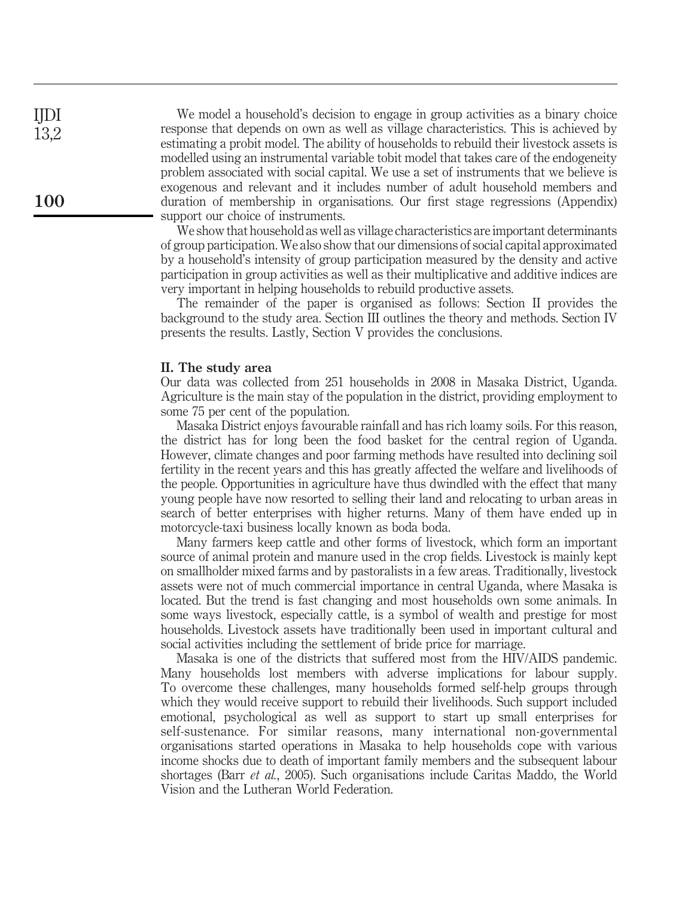We model a household's decision to engage in group activities as a binary choice response that depends on own as well as village characteristics. This is achieved by estimating a probit model. The ability of households to rebuild their livestock assets is modelled using an instrumental variable tobit model that takes care of the endogeneity problem associated with social capital. We use a set of instruments that we believe is exogenous and relevant and it includes number of adult household members and duration of membership in organisations. Our first stage regressions (Appendix) support our choice of instruments.

We show that household as well as village characteristics are important determinants of group participation. We also show that our dimensions of social capital approximated by a household's intensity of group participation measured by the density and active participation in group activities as well as their multiplicative and additive indices are very important in helping households to rebuild productive assets.

The remainder of the paper is organised as follows: Section II provides the background to the study area. Section III outlines the theory and methods. Section IV presents the results. Lastly, Section V provides the conclusions.

## II. The study area

Our data was collected from 251 households in 2008 in Masaka District, Uganda. Agriculture is the main stay of the population in the district, providing employment to some 75 per cent of the population.

Masaka District enjoys favourable rainfall and has rich loamy soils. For this reason, the district has for long been the food basket for the central region of Uganda. However, climate changes and poor farming methods have resulted into declining soil fertility in the recent years and this has greatly affected the welfare and livelihoods of the people. Opportunities in agriculture have thus dwindled with the effect that many young people have now resorted to selling their land and relocating to urban areas in search of better enterprises with higher returns. Many of them have ended up in motorcycle-taxi business locally known as boda boda.

Many farmers keep cattle and other forms of livestock, which form an important source of animal protein and manure used in the crop fields. Livestock is mainly kept on smallholder mixed farms and by pastoralists in a few areas. Traditionally, livestock assets were not of much commercial importance in central Uganda, where Masaka is located. But the trend is fast changing and most households own some animals. In some ways livestock, especially cattle, is a symbol of wealth and prestige for most households. Livestock assets have traditionally been used in important cultural and social activities including the settlement of bride price for marriage.

Masaka is one of the districts that suffered most from the HIV/AIDS pandemic. Many households lost members with adverse implications for labour supply. To overcome these challenges, many households formed self-help groups through which they would receive support to rebuild their livelihoods. Such support included emotional, psychological as well as support to start up small enterprises for self-sustenance. For similar reasons, many international non-governmental organisations started operations in Masaka to help households cope with various income shocks due to death of important family members and the subsequent labour shortages (Barr *et al.*, 2005). Such organisations include Caritas Maddo, the World Vision and the Lutheran World Federation.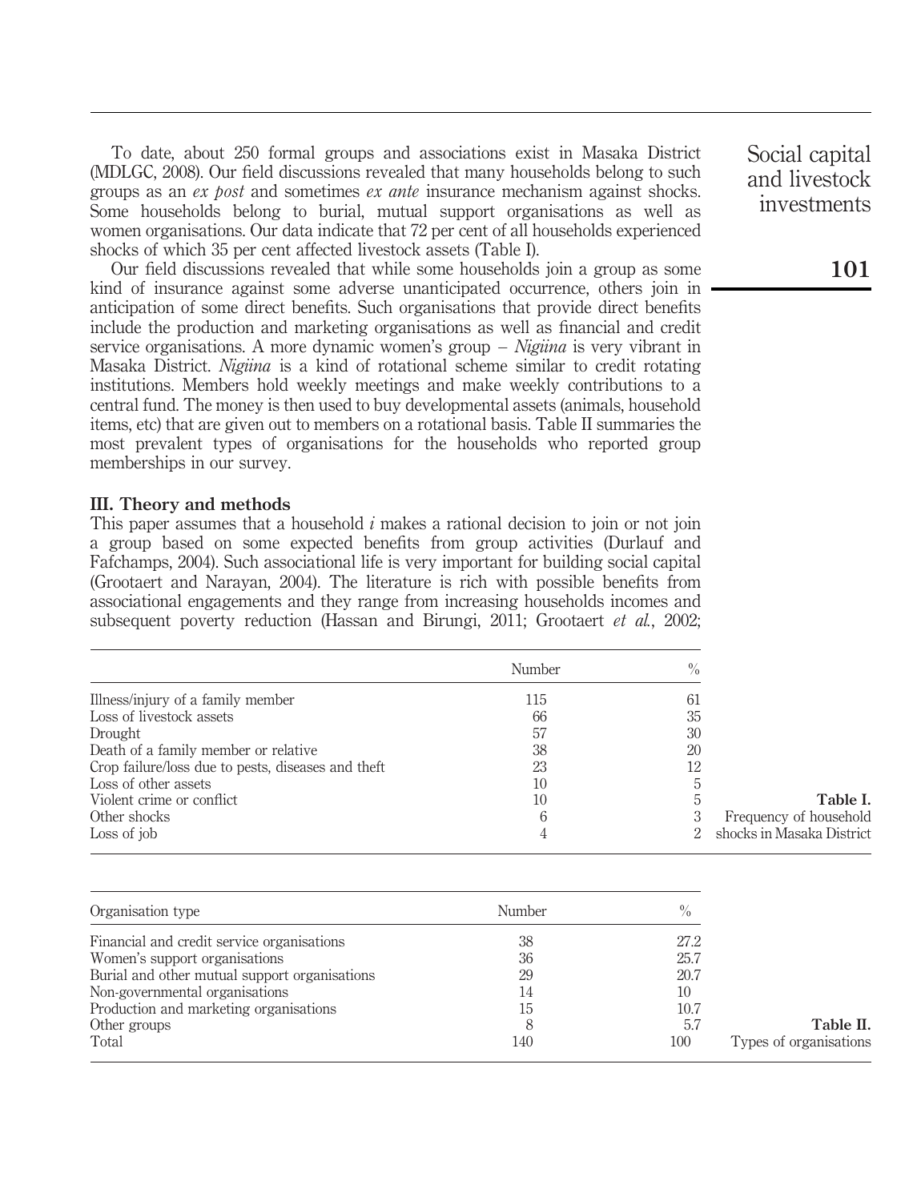To date, about 250 formal groups and associations exist in Masaka District (MDLGC, 2008). Our field discussions revealed that many households belong to such groups as an *ex post* and sometimes *ex ante* insurance mechanism against shocks. Some households belong to burial, mutual support organisations as well as women organisations. Our data indicate that 72 per cent of all households experienced shocks of which 35 per cent affected livestock assets (Table I).

Our field discussions revealed that while some households join a group as some kind of insurance against some adverse unanticipated occurrence, others join in anticipation of some direct benefits. Such organisations that provide direct benefits include the production and marketing organisations as well as financial and credit service organisations. A more dynamic women's group – *Nigiina* is very vibrant in Masaka District. *Nigiina* is a kind of rotational scheme similar to credit rotating institutions. Members hold weekly meetings and make weekly contributions to a central fund. The money is then used to buy developmental assets (animals, household items, etc) that are given out to members on a rotational basis. Table II summaries the most prevalent types of organisations for the households who reported group memberships in our survey.

## III. Theory and methods

This paper assumes that a household $i$ makes a rational decision to join or not join a group based on some expected benefits from group activities (Durlauf and Fafchamps, 2004). Such associational life is very important for building social capital (Grootaert and Narayan, 2004). The literature is rich with possible benefits from associational engagements and they range from increasing households incomes and subsequent poverty reduction (Hassan and Birungi, 2011; Grootaert *et al.*, 2002;

**Table I.** Frequency of household shocks in Masaka District

| | Number | % |
|---|---|---|
| Illness/injury of a family member | 115 | 61 |
| Loss of livestock assets | 66 | 35 |
| Drought | 57 | 30 |
| Death of a family member or relative | 38 | 20 |
| Crop failure/loss due to pests, diseases and theft | 23 | 12 |
| Loss of other assets | 10 | 5 |
| Violent crime or conflict | 10 | 5 |
| Other shocks | 6 | 3 |
| Loss of job | 4 | 2 |

**Table II.** Types of organisations

| Organisation type | Number | % |
|---|---|---|
| Financial and credit service organisations | 38 | 27.2 |
| Women's support organisations | 36 | 25.7 |
| Burial and other mutual support organisations | 29 | 20.7 |
| Non-governmental organisations | 14 | 10 |
| Production and marketing organisations | 15 | 10.7 |
| Other groups | 8 | 5.7 |
| Total | 140 | 100 |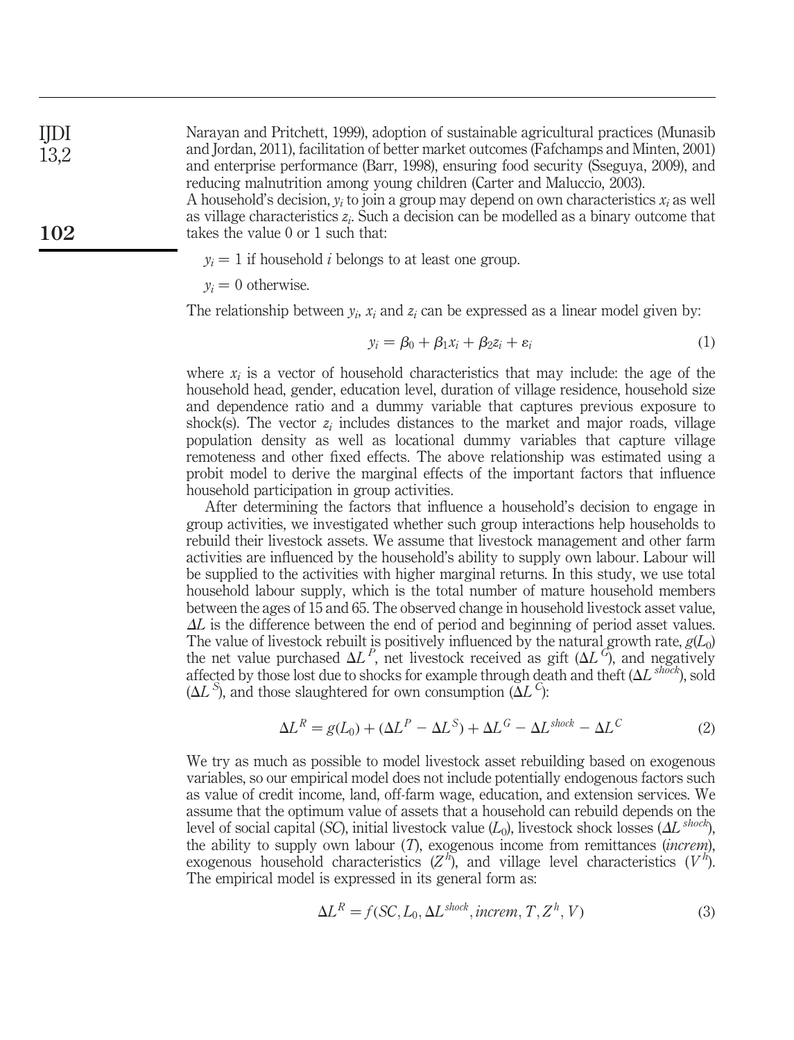Narayan and Pritchett, 1999), adoption of sustainable agricultural practices (Munasib and Jordan, 2011), facilitation of better market outcomes (Fafchamps and Minten, 2001) and enterprise performance (Barr, 1998), ensuring food security (Sseguya, 2009), and reducing malnutrition among young children (Carter and Maluccio, 2003).

A household's decision, $y_i$ to join a group may depend on own characteristics $x_i$ as well as village characteristics $z_i$. Such a decision can be modelled as a binary outcome that takes the value 0 or 1 such that:

$y_i = 1$ if household $i$ belongs to at least one group.

$y_i = 0$ otherwise.

The relationship between $y_i$, $x_i$ and $z_i$ can be expressed as a linear model given by:

$$y_i = \beta_0 + \beta_1 x_i + \beta_2 z_i + \varepsilon_i \tag{1}$$

where $x_i$ is a vector of household characteristics that may include: the age of the household head, gender, education level, duration of village residence, household size and dependence ratio and a dummy variable that captures previous exposure to shock(s). The vector $z_i$ includes distances to the market and major roads, village population density as well as locational dummy variables that capture village remoteness and other fixed effects. The above relationship was estimated using a probit model to derive the marginal effects of the important factors that influence household participation in group activities.

After determining the factors that influence a household's decision to engage in group activities, we investigated whether such group interactions help households to rebuild their livestock assets. We assume that livestock management and other farm activities are influenced by the household's ability to supply own labour. Labour will be supplied to the activities with higher marginal returns. In this study, we use total household labour supply, which is the total number of mature household members between the ages of 15 and 65. The observed change in household livestock asset value, $\Delta L$ is the difference between the end of period and beginning of period asset values. The value of livestock rebuilt is positively influenced by the natural growth rate, $g(L_0)$ the net value purchased $\Delta L^P$, net livestock received as gift ($\Delta L^G$), and negatively affected by those lost due to shocks for example through death and theft ($\Delta L^{shock}$), sold ($\Delta L^S$), and those slaughtered for own consumption ($\Delta L^C$):

$$\Delta L^R = g(L_0) + (\Delta L^P - \Delta L^S) + \Delta L^G - \Delta L^{shock} - \Delta L^C \tag{2}$$

We try as much as possible to model livestock asset rebuilding based on exogenous variables, so our empirical model does not include potentially endogenous factors such as value of credit income, land, off-farm wage, education, and extension services. We assume that the optimum value of assets that a household can rebuild depends on the level of social capital (*SC*), initial livestock value ($L_0$), livestock shock losses ($\Delta L^{shock}$), the ability to supply own labour (*T*), exogenous income from remittances (*increm*), exogenous household characteristics ($Z^h$), and village level characteristics ($V^h$). The empirical model is expressed in its general form as:

$$\Delta L^R = f(SC, L_0, \Delta L^{shock}, increm, T, Z^h, V) \tag{3}$$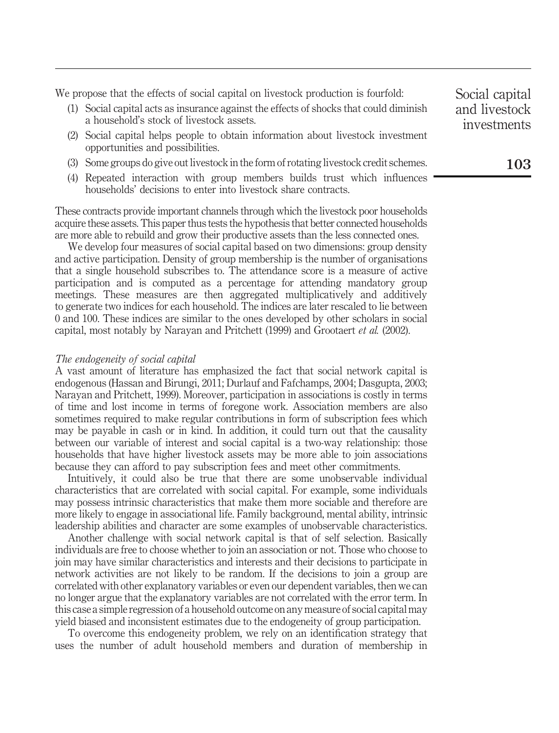We propose that the effects of social capital on livestock production is fourfold:

1. Social capital acts as insurance against the effects of shocks that could diminish a household's stock of livestock assets.
2. Social capital helps people to obtain information about livestock investment opportunities and possibilities.
3. Some groups do give out livestock in the form of rotating livestock credit schemes.
4. Repeated interaction with group members builds trust which influences households' decisions to enter into livestock share contracts.

These contracts provide important channels through which the livestock poor households acquire these assets. This paper thus tests the hypothesis that better connected households are more able to rebuild and grow their productive assets than the less connected ones.

We develop four measures of social capital based on two dimensions: group density and active participation. Density of group membership is the number of organisations that a single household subscribes to. The attendance score is a measure of active participation and is computed as a percentage for attending mandatory group meetings. These measures are then aggregated multiplicatively and additively to generate two indices for each household. The indices are later rescaled to lie between 0 and 100. These indices are similar to the ones developed by other scholars in social capital, most notably by Narayan and Pritchett (1999) and Grootaert *et al.* (2002).

### *The endogeneity of social capital*

A vast amount of literature has emphasized the fact that social network capital is endogenous (Hassan and Birungi, 2011; Durlauf and Fafchamps, 2004; Dasgupta, 2003; Narayan and Pritchett, 1999). Moreover, participation in associations is costly in terms of time and lost income in terms of foregone work. Association members are also sometimes required to make regular contributions in form of subscription fees which may be payable in cash or in kind. In addition, it could turn out that the causality between our variable of interest and social capital is a two-way relationship: those households that have higher livestock assets may be more able to join associations because they can afford to pay subscription fees and meet other commitments.

Intuitively, it could also be true that there are some unobservable individual characteristics that are correlated with social capital. For example, some individuals may possess intrinsic characteristics that make them more sociable and therefore are more likely to engage in associational life. Family background, mental ability, intrinsic leadership abilities and character are some examples of unobservable characteristics.

Another challenge with social network capital is that of self selection. Basically individuals are free to choose whether to join an association or not. Those who choose to join may have similar characteristics and interests and their decisions to participate in network activities are not likely to be random. If the decisions to join a group are correlated with other explanatory variables or even our dependent variables, then we can no longer argue that the explanatory variables are not correlated with the error term. In this case a simple regression of a household outcome on any measure of social capital may yield biased and inconsistent estimates due to the endogeneity of group participation.

To overcome this endogeneity problem, we rely on an identification strategy that uses the number of adult household members and duration of membership in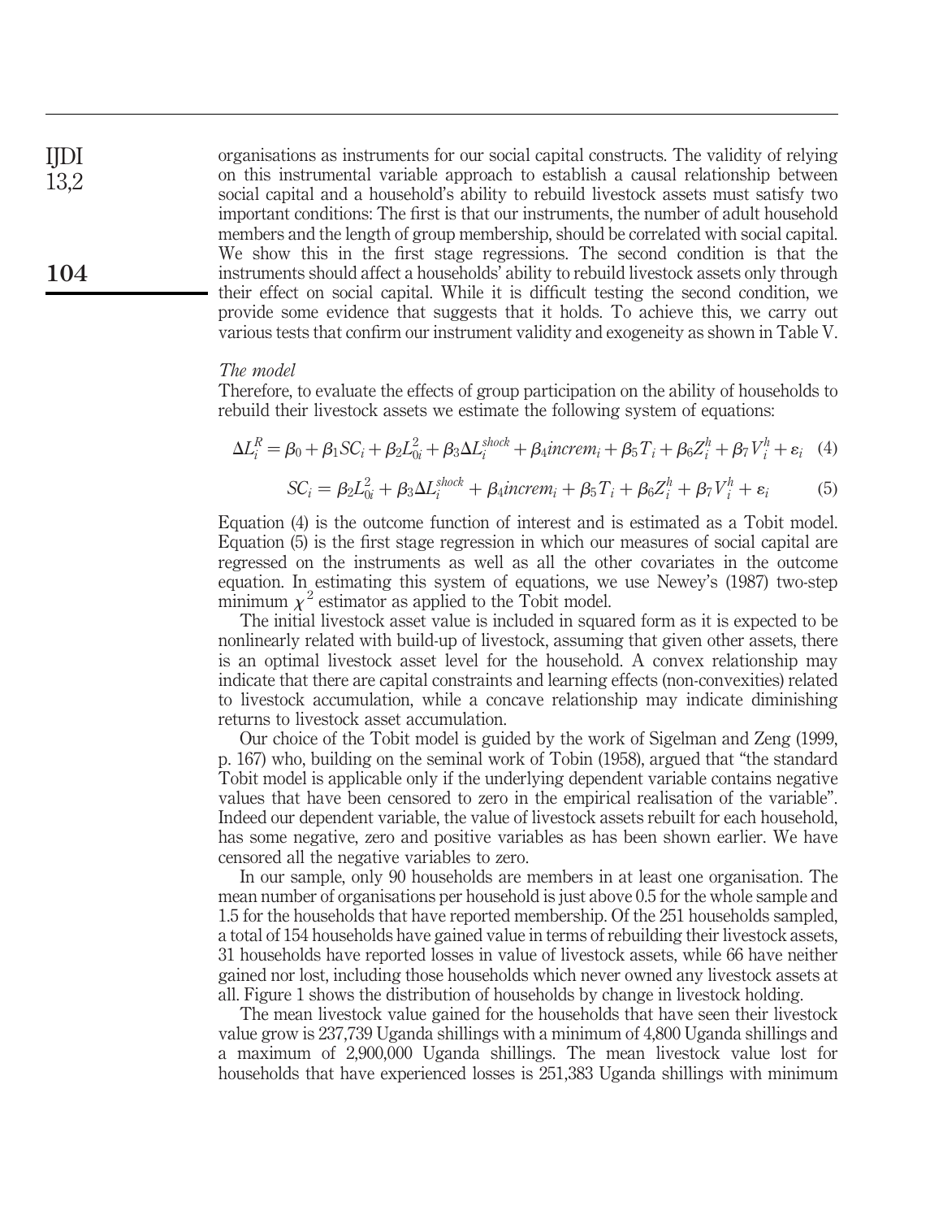organisations as instruments for our social capital constructs. The validity of relying on this instrumental variable approach to establish a causal relationship between social capital and a household's ability to rebuild livestock assets must satisfy two important conditions: The first is that our instruments, the number of adult household members and the length of group membership, should be correlated with social capital. We show this in the first stage regressions. The second condition is that the instruments should affect a households' ability to rebuild livestock assets only through their effect on social capital. While it is difficult testing the second condition, we provide some evidence that suggests that it holds. To achieve this, we carry out various tests that confirm our instrument validity and exogeneity as shown in Table V.

*The model*

Therefore, to evaluate the effects of group participation on the ability of households to rebuild their livestock assets we estimate the following system of equations:

$$\Delta L_i^R = \beta_0 + \beta_1 SC_i + \beta_2 L_{0i}^2 + \beta_3 \Delta L_i^{shock} + \beta_4 increm_i + \beta_5 T_i + \beta_6 Z_i^h + \beta_7 V_i^h + \varepsilon_i \quad (4)$$

$$SC_i = \beta_2 L_{0i}^2 + \beta_3 \Delta L_i^{shock} + \beta_4 increm_i + \beta_5 T_i + \beta_6 Z_i^h + \beta_7 V_i^h + \varepsilon_i \quad (5)$$

Equation (4) is the outcome function of interest and is estimated as a Tobit model. Equation (5) is the first stage regression in which our measures of social capital are regressed on the instruments as well as all the other covariates in the outcome equation. In estimating this system of equations, we use Newey's (1987) two-step minimum $\chi^2$ estimator as applied to the Tobit model.

The initial livestock asset value is included in squared form as it is expected to be nonlinearly related with build-up of livestock, assuming that given other assets, there is an optimal livestock asset level for the household. A convex relationship may indicate that there are capital constraints and learning effects (non-convexities) related to livestock accumulation, while a concave relationship may indicate diminishing returns to livestock asset accumulation.

Our choice of the Tobit model is guided by the work of Sigelman and Zeng (1999, p. 167) who, building on the seminal work of Tobin (1958), argued that "the standard Tobit model is applicable only if the underlying dependent variable contains negative values that have been censored to zero in the empirical realisation of the variable". Indeed our dependent variable, the value of livestock assets rebuilt for each household, has some negative, zero and positive variables as has been shown earlier. We have censored all the negative variables to zero.

In our sample, only 90 households are members in at least one organisation. The mean number of organisations per household is just above 0.5 for the whole sample and 1.5 for the households that have reported membership. Of the 251 households sampled, a total of 154 households have gained value in terms of rebuilding their livestock assets, 31 households have reported losses in value of livestock assets, while 66 have neither gained nor lost, including those households which never owned any livestock assets at all. Figure 1 shows the distribution of households by change in livestock holding.

The mean livestock value gained for the households that have seen their livestock value grow is 237,739 Uganda shillings with a minimum of 4,800 Uganda shillings and a maximum of 2,900,000 Uganda shillings. The mean livestock value lost for households that have experienced losses is 251,383 Uganda shillings with minimum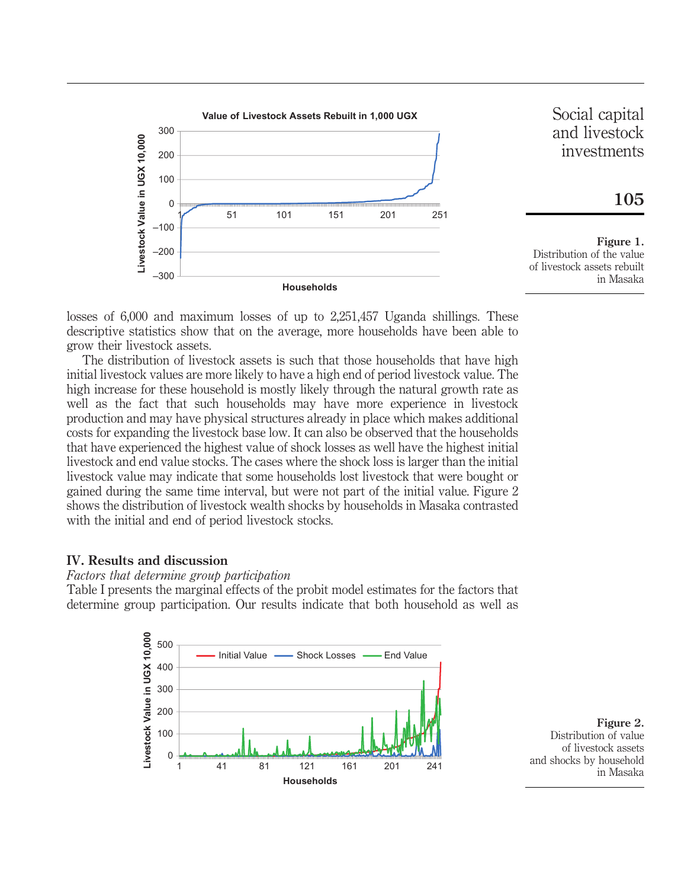**Figure 1.** Distribution of the value of livestock assets rebuilt in Masaka

losses of 6,000 and maximum losses of up to 2,251,457 Uganda shillings. These descriptive statistics show that on the average, more households have been able to grow their livestock assets.

The distribution of livestock assets is such that those households that have high initial livestock values are more likely to have a high end of period livestock value. The high increase for these household is mostly likely through the natural growth rate as well as the fact that such households may have more experience in livestock production and may have physical structures already in place which makes additional costs for expanding the livestock base low. It can also be observed that the households that have experienced the highest value of shock losses as well have the highest initial livestock and end value stocks. The cases where the shock loss is larger than the initial livestock value may indicate that some households lost livestock that were bought or gained during the same time interval, but were not part of the initial value. Figure 2 shows the distribution of livestock wealth shocks by households in Masaka contrasted with the initial and end of period livestock stocks.

## IV. Results and discussion

### *Factors that determine group participation*

Table I presents the marginal effects of the probit model estimates for the factors that determine group participation. Our results indicate that both household as well as

**Figure 2.** Distribution of value of livestock assets and shocks by household in Masaka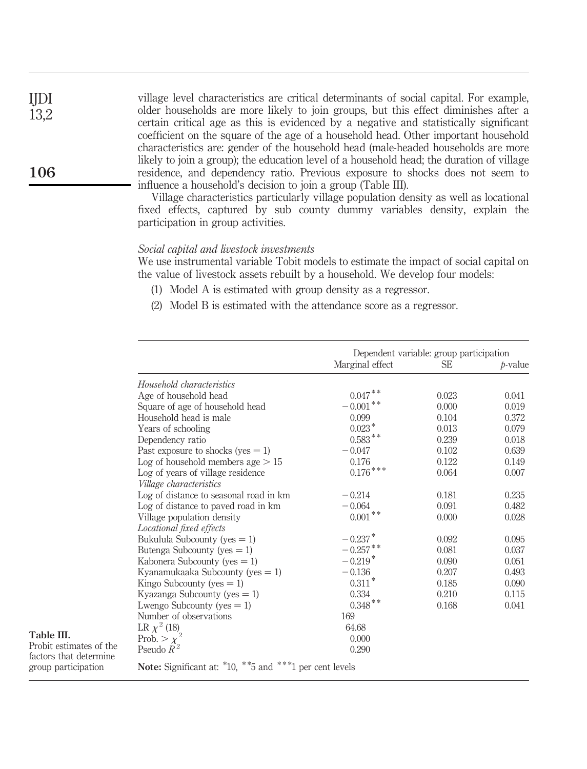village level characteristics are critical determinants of social capital. For example, older households are more likely to join groups, but this effect diminishes after a certain critical age as this is evidenced by a negative and statistically significant coefficient on the square of the age of a household head. Other important household characteristics are: gender of the household head (male-headed households are more likely to join a group); the education level of a household head; the duration of village residence, and dependency ratio. Previous exposure to shocks does not seem to influence a household's decision to join a group (Table III).

Village characteristics particularly village population density as well as locational fixed effects, captured by sub county dummy variables density, explain the participation in group activities.

### *Social capital and livestock investments*

We use instrumental variable Tobit models to estimate the impact of social capital on the value of livestock assets rebuilt by a household. We develop four models:

1. Model A is estimated with group density as a regressor.
2. Model B is estimated with the attendance score as a regressor.

**Table III.** Probit estimates of the factors that determine group participation

| | Dependent variable: group participation | | |
|---|---|---|---|
| | Marginal effect | SE | *p*-value |
| *Household characteristics* | | | |
| Age of household head | 0.047** | 0.023 | 0.041 |
| Square of age of household head | −0.001** | 0.000 | 0.019 |
| Household head is male | 0.099 | 0.104 | 0.372 |
| Years of schooling | 0.023* | 0.013 | 0.079 |
| Dependency ratio | 0.583** | 0.239 | 0.018 |
| Past exposure to shocks (yes = 1) | −0.047 | 0.102 | 0.639 |
| Log of household members age > 15 | 0.176 | 0.122 | 0.149 |
| Log of years of village residence | 0.176*** | 0.064 | 0.007 |
| *Village characteristics* | | | |
| Log of distance to seasonal road in km | −0.214 | 0.181 | 0.235 |
| Log of distance to paved road in km | −0.064 | 0.091 | 0.482 |
| Village population density | 0.001** | 0.000 | 0.028 |
| *Locational fixed effects* | | | |
| Bukulula Subcounty (yes = 1) | −0.237* | 0.092 | 0.095 |
| Butenga Subcounty (yes = 1) | −0.257** | 0.081 | 0.037 |
| Kabonera Subcounty (yes = 1) | −0.219* | 0.090 | 0.051 |
| Kyanamukaaka Subcounty (yes = 1) | −0.136 | 0.207 | 0.493 |
| Kingo Subcounty (yes = 1) | 0.311* | 0.185 | 0.090 |
| Kyazanga Subcounty (yes = 1) | 0.334 | 0.210 | 0.115 |
| Lwengo Subcounty (yes = 1) | 0.348** | 0.168 | 0.041 |
| Number of observations | 169 | | |
| LR $\chi^2$ (18) | 64.68 | | |
| Prob. > $\chi^2$ | 0.000 | | |
| Pseudo $R^2$ | 0.290 | | |

**Note:** Significant at: *10, **5 and ***1 per cent levels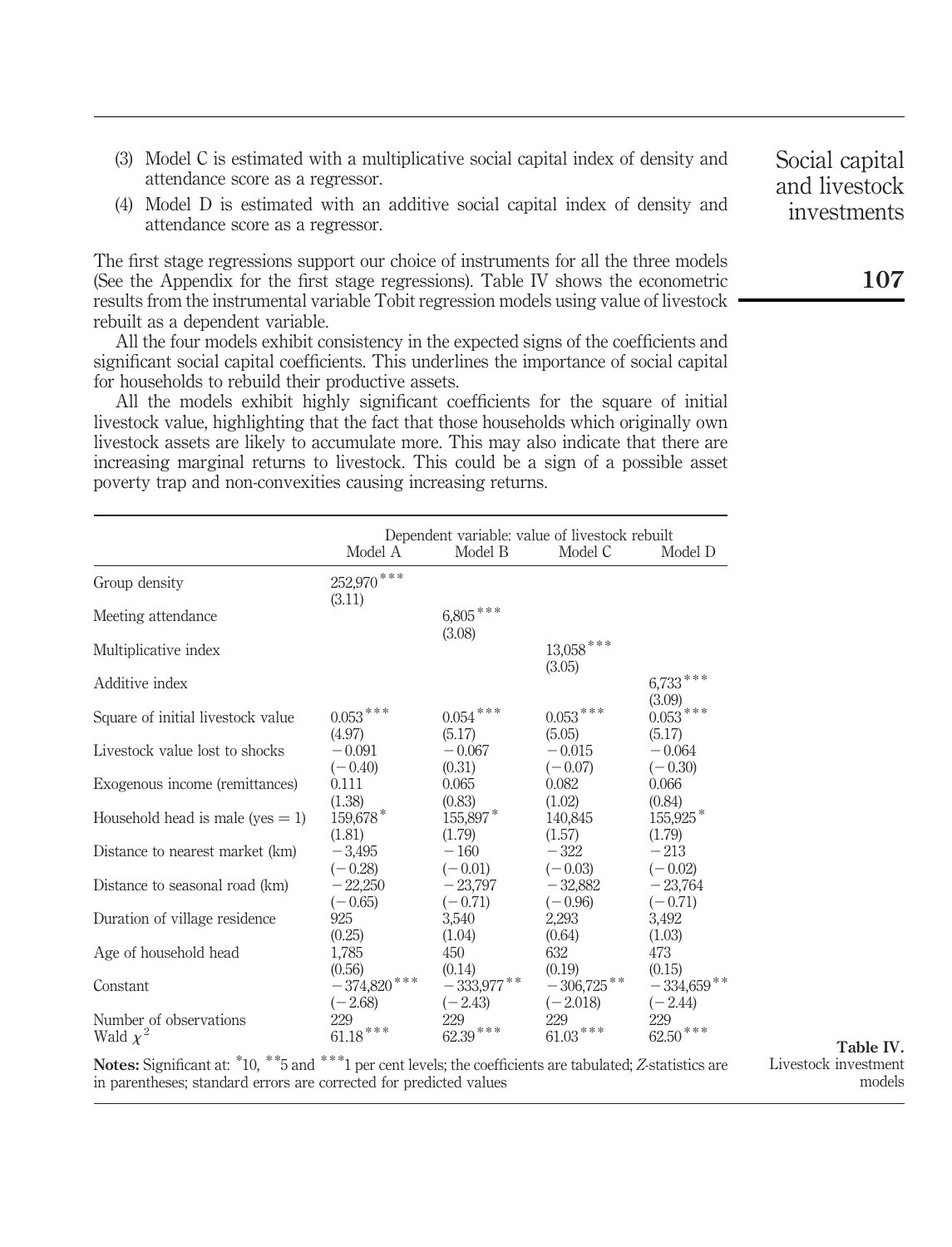(3) Model C is estimated with a multiplicative social capital index of density and attendance score as a regressor.

(4) Model D is estimated with an additive social capital index of density and attendance score as a regressor.

The first stage regressions support our choice of instruments for all the three models (See the Appendix for the first stage regressions). Table IV shows the econometric results from the instrumental variable Tobit regression models using value of livestock rebuilt as a dependent variable.

All the four models exhibit consistency in the expected signs of the coefficients and significant social capital coefficients. This underlines the importance of social capital for households to rebuild their productive assets.

All the models exhibit highly significant coefficients for the square of initial livestock value, highlighting that the fact that those households which originally own livestock assets are likely to accumulate more. This may also indicate that there are increasing marginal returns to livestock. This could be a sign of a possible asset poverty trap and non-convexities causing increasing returns.

**Table IV.** Livestock investment models

| | Dependent variable: value of livestock rebuilt | | | |
|---|---|---|---|---|
| | Model A | Model B | Model C | Model D |
| Group density | 252,970*** (3.11) | | | |
| Meeting attendance | | 6,805*** (3.08) | | |
| Multiplicative index | | | 13,058*** (3.05) | |
| Additive index | | | | 6,733*** (3.09) |
| Square of initial livestock value | 0.053*** (4.97) | 0.054*** (5.17) | 0.053*** (5.05) | 0.053*** (5.17) |
| Livestock value lost to shocks | −0.091 (−0.40) | −0.067 (0.31) | −0.015 (−0.07) | −0.064 (−0.30) |
| Exogenous income (remittances) | 0.111 (1.38) | 0.065 (0.83) | 0.082 (1.02) | 0.066 (0.84) |
| Household head is male (yes = 1) | 159,678* (1.81) | 155,897* (1.79) | 140,845 (1.57) | 155,925* (1.79) |
| Distance to nearest market (km) | −3,495 (−0.28) | −160 (−0.01) | −322 (−0.03) | −213 (−0.02) |
| Distance to seasonal road (km) | −22,250 (−0.65) | −23,797 (−0.71) | −32,882 (−0.96) | −23,764 (−0.71) |
| Duration of village residence | 925 (0.25) | 3,540 (1.04) | 2,293 (0.64) | 3,492 (1.03) |
| Age of household head | 1,785 (0.56) | 450 (0.14) | 632 (0.19) | 473 (0.15) |
| Constant | −374,820*** (−2.68) | −333,977** (−2.43) | −306,725** (−2.018) | −334,659** (−2.44) |
| Number of observations | 229 | 229 | 229 | 229 |
| Wald $\chi^2$ | 61.18*** | 62.39*** | 61.03*** | 62.50*** |

**Notes:** Significant at: *10, **5 and ***1 per cent levels; the coefficients are tabulated; *Z*-statistics are in parentheses; standard errors are corrected for predicted values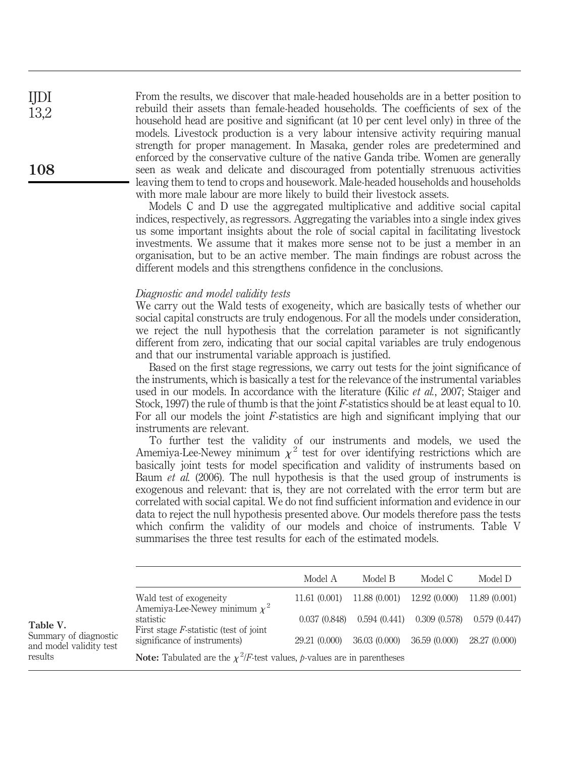From the results, we discover that male-headed households are in a better position to rebuild their assets than female-headed households. The coefficients of sex of the household head are positive and significant (at 10 per cent level only) in three of the models. Livestock production is a very labour intensive activity requiring manual strength for proper management. In Masaka, gender roles are predetermined and enforced by the conservative culture of the native Ganda tribe. Women are generally seen as weak and delicate and discouraged from potentially strenuous activities leaving them to tend to crops and housework. Male-headed households and households with more male labour are more likely to build their livestock assets.

Models C and D use the aggregated multiplicative and additive social capital indices, respectively, as regressors. Aggregating the variables into a single index gives us some important insights about the role of social capital in facilitating livestock investments. We assume that it makes more sense not to be just a member in an organisation, but to be an active member. The main findings are robust across the different models and this strengthens confidence in the conclusions.

*Diagnostic and model validity tests*

We carry out the Wald tests of exogeneity, which are basically tests of whether our social capital constructs are truly endogenous. For all the models under consideration, we reject the null hypothesis that the correlation parameter is not significantly different from zero, indicating that our social capital variables are truly endogenous and that our instrumental variable approach is justified.

Based on the first stage regressions, we carry out tests for the joint significance of the instruments, which is basically a test for the relevance of the instrumental variables used in our models. In accordance with the literature (Kilic *et al.*, 2007; Staiger and Stock, 1997) the rule of thumb is that the joint $F$-statistics should be at least equal to 10. For all our models the joint $F$-statistics are high and significant implying that our instruments are relevant.

To further test the validity of our instruments and models, we used the Amemiya-Lee-Newey minimum $\chi^2$ test for over identifying restrictions which are basically joint tests for model specification and validity of instruments based on Baum *et al.* (2006). The null hypothesis is that the used group of instruments is exogenous and relevant: that is, they are not correlated with the error term but are correlated with social capital. We do not find sufficient information and evidence in our data to reject the null hypothesis presented above. Our models therefore pass the tests which confirm the validity of our models and choice of instruments. Table V summarises the three test results for each of the estimated models.

**Table V.** Summary of diagnostic and model validity test results

| | Model A | Model B | Model C | Model D |
|---|---|---|---|---|
| Wald test of exogeneity | 11.61 (0.001) | 11.88 (0.001) | 12.92 (0.000) | 11.89 (0.001) |
| Amemiya-Lee-Newey minimum $\chi^2$ statistic | 0.037 (0.848) | 0.594 (0.441) | 0.309 (0.578) | 0.579 (0.447) |
| First stage $F$-statistic (test of joint significance of instruments) | 29.21 (0.000) | 36.03 (0.000) | 36.59 (0.000) | 28.27 (0.000) |

**Note:** Tabulated are the $\chi^2$/$F$-test values, $p$-values are in parentheses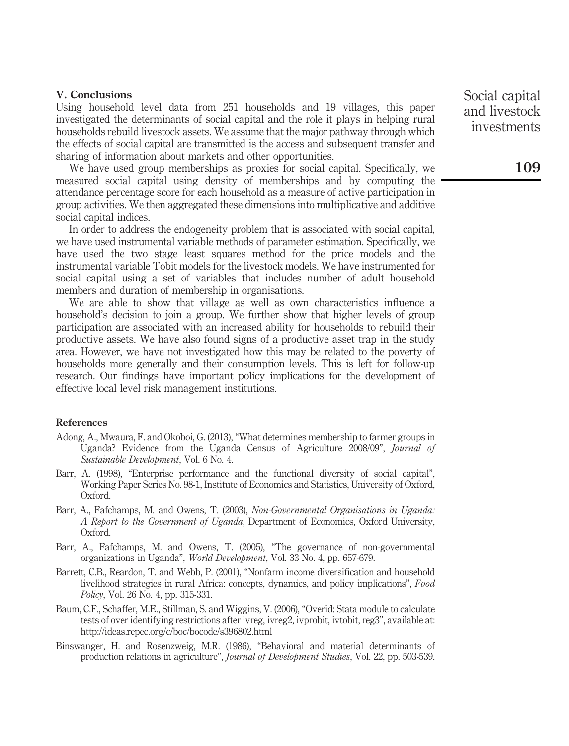## V. Conclusions

Using household level data from 251 households and 19 villages, this paper investigated the determinants of social capital and the role it plays in helping rural households rebuild livestock assets. We assume that the major pathway through which the effects of social capital are transmitted is the access and subsequent transfer and sharing of information about markets and other opportunities.

We have used group memberships as proxies for social capital. Specifically, we measured social capital using density of memberships and by computing the attendance percentage score for each household as a measure of active participation in group activities. We then aggregated these dimensions into multiplicative and additive social capital indices.

In order to address the endogeneity problem that is associated with social capital, we have used instrumental variable methods of parameter estimation. Specifically, we have used the two stage least squares method for the price models and the instrumental variable Tobit models for the livestock models. We have instrumented for social capital using a set of variables that includes number of adult household members and duration of membership in organisations.

We are able to show that village as well as own characteristics influence a household's decision to join a group. We further show that higher levels of group participation are associated with an increased ability for households to rebuild their productive assets. We have also found signs of a productive asset trap in the study area. However, we have not investigated how this may be related to the poverty of households more generally and their consumption levels. This is left for follow-up research. Our findings have important policy implications for the development of effective local level risk management institutions.

### References

Adong, A., Mwaura, F. and Okoboi, G. (2013), "What determines membership to farmer groups in Uganda? Evidence from the Uganda Census of Agriculture 2008/09", *Journal of Sustainable Development*, Vol. 6 No. 4.

Barr, A. (1998), "Enterprise performance and the functional diversity of social capital", Working Paper Series No. 98-1, Institute of Economics and Statistics, University of Oxford, Oxford.

Barr, A., Fafchamps, M. and Owens, T. (2003), *Non-Governmental Organisations in Uganda: A Report to the Government of Uganda*, Department of Economics, Oxford University, Oxford.

Barr, A., Fafchamps, M. and Owens, T. (2005), "The governance of non-governmental organizations in Uganda", *World Development*, Vol. 33 No. 4, pp. 657-679.

Barrett, C.B., Reardon, T. and Webb, P. (2001), "Nonfarm income diversification and household livelihood strategies in rural Africa: concepts, dynamics, and policy implications", *Food Policy*, Vol. 26 No. 4, pp. 315-331.

Baum, C.F., Schaffer, M.E., Stillman, S. and Wiggins, V. (2006), "Overid: Stata module to calculate tests of over identifying restrictions after ivreg, ivreg2, ivprobit, ivtobit, reg3", available at: http://ideas.repec.org/c/boc/bocode/s396802.html

Binswanger, H. and Rosenzweig, M.R. (1986), "Behavioral and material determinants of production relations in agriculture", *Journal of Development Studies*, Vol. 22, pp. 503-539.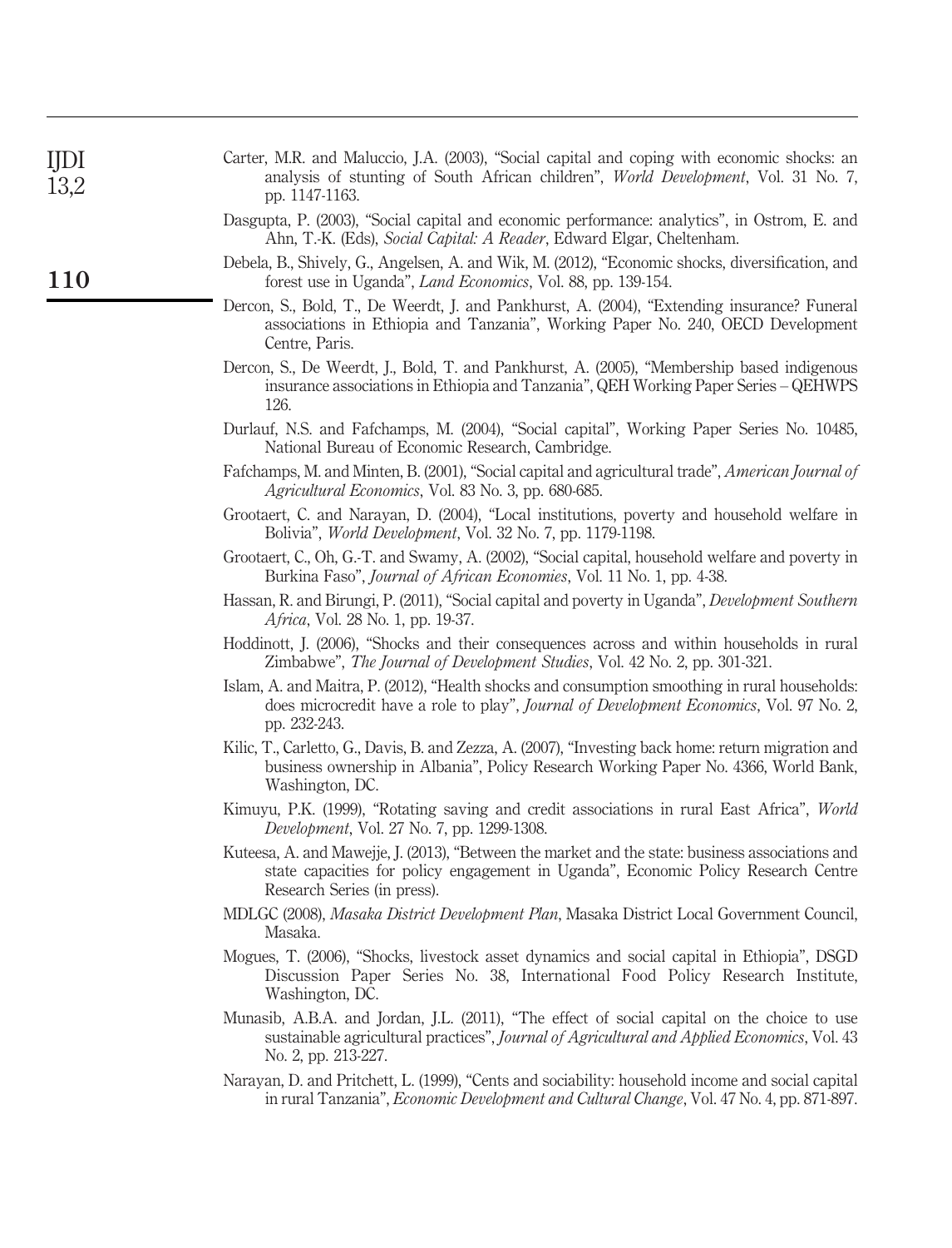Carter, M.R. and Maluccio, J.A. (2003), "Social capital and coping with economic shocks: an analysis of stunting of South African children", *World Development*, Vol. 31 No. 7, pp. 1147-1163.

Dasgupta, P. (2003), "Social capital and economic performance: analytics", in Ostrom, E. and Ahn, T.-K. (Eds), *Social Capital: A Reader*, Edward Elgar, Cheltenham.

Debela, B., Shively, G., Angelsen, A. and Wik, M. (2012), "Economic shocks, diversification, and forest use in Uganda", *Land Economics*, Vol. 88, pp. 139-154.

Dercon, S., Bold, T., De Weerdt, J. and Pankhurst, A. (2004), "Extending insurance? Funeral associations in Ethiopia and Tanzania", Working Paper No. 240, OECD Development Centre, Paris.

Dercon, S., De Weerdt, J., Bold, T. and Pankhurst, A. (2005), "Membership based indigenous insurance associations in Ethiopia and Tanzania", QEH Working Paper Series – QEHWPS 126.

Durlauf, N.S. and Fafchamps, M. (2004), "Social capital", Working Paper Series No. 10485, National Bureau of Economic Research, Cambridge.

Fafchamps, M. and Minten, B. (2001), "Social capital and agricultural trade", *American Journal of Agricultural Economics*, Vol. 83 No. 3, pp. 680-685.

Grootaert, C. and Narayan, D. (2004), "Local institutions, poverty and household welfare in Bolivia", *World Development*, Vol. 32 No. 7, pp. 1179-1198.

Grootaert, C., Oh, G.-T. and Swamy, A. (2002), "Social capital, household welfare and poverty in Burkina Faso", *Journal of African Economies*, Vol. 11 No. 1, pp. 4-38.

Hassan, R. and Birungi, P. (2011), "Social capital and poverty in Uganda", *Development Southern Africa*, Vol. 28 No. 1, pp. 19-37.

Hoddinott, J. (2006), "Shocks and their consequences across and within households in rural Zimbabwe", *The Journal of Development Studies*, Vol. 42 No. 2, pp. 301-321.

Islam, A. and Maitra, P. (2012), "Health shocks and consumption smoothing in rural households: does microcredit have a role to play", *Journal of Development Economics*, Vol. 97 No. 2, pp. 232-243.

Kilic, T., Carletto, G., Davis, B. and Zezza, A. (2007), "Investing back home: return migration and business ownership in Albania", Policy Research Working Paper No. 4366, World Bank, Washington, DC.

Kimuyu, P.K. (1999), "Rotating saving and credit associations in rural East Africa", *World Development*, Vol. 27 No. 7, pp. 1299-1308.

Kuteesa, A. and Mawejje, J. (2013), "Between the market and the state: business associations and state capacities for policy engagement in Uganda", Economic Policy Research Centre Research Series (in press).

MDLGC (2008), *Masaka District Development Plan*, Masaka District Local Government Council, Masaka.

Mogues, T. (2006), "Shocks, livestock asset dynamics and social capital in Ethiopia", DSGD Discussion Paper Series No. 38, International Food Policy Research Institute, Washington, DC.

Munasib, A.B.A. and Jordan, J.L. (2011), "The effect of social capital on the choice to use sustainable agricultural practices", *Journal of Agricultural and Applied Economics*, Vol. 43 No. 2, pp. 213-227.

Narayan, D. and Pritchett, L. (1999), "Cents and sociability: household income and social capital in rural Tanzania", *Economic Development and Cultural Change*, Vol. 47 No. 4, pp. 871-897.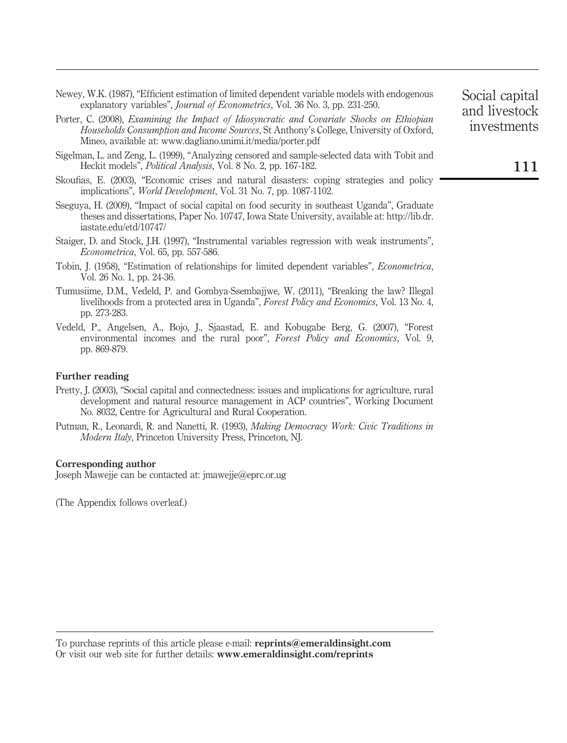Newey, W.K. (1987), "Efficient estimation of limited dependent variable models with endogenous explanatory variables", *Journal of Econometrics*, Vol. 36 No. 3, pp. 231-250.

Porter, C. (2008), *Examining the Impact of Idiosyncratic and Covariate Shocks on Ethiopian Households Consumption and Income Sources*, St Anthony's College, University of Oxford, Mineo, available at: www.dagliano.unimi.it/media/porter.pdf

Sigelman, L. and Zeng, L. (1999), "Analyzing censored and sample-selected data with Tobit and Heckit models", *Political Analysis*, Vol. 8 No. 2, pp. 167-182.

Skoufias, E. (2003), "Economic crises and natural disasters: coping strategies and policy implications", *World Development*, Vol. 31 No. 7, pp. 1087-1102.

Sseguya, H. (2009), "Impact of social capital on food security in southeast Uganda", Graduate theses and dissertations, Paper No. 10747, Iowa State University, available at: http://lib.dr.iastate.edu/etd/10747/

Staiger, D. and Stock, J.H. (1997), "Instrumental variables regression with weak instruments", *Econometrica*, Vol. 65, pp. 557-586.

Tobin, J. (1958), "Estimation of relationships for limited dependent variables", *Econometrica*, Vol. 26 No. 1, pp. 24-36.

Tumusiime, D.M., Vedeld, P. and Gombya-Ssembajjwe, W. (2011), "Breaking the law? Illegal livelihoods from a protected area in Uganda", *Forest Policy and Economics*, Vol. 13 No. 4, pp. 273-283.

Vedeld, P., Angelsen, A., Bojo, J., Sjaastad, E. and Kobugabe Berg, G. (2007), "Forest environmental incomes and the rural poor", *Forest Policy and Economics*, Vol. 9, pp. 869-879.

## Further reading

Pretty, J. (2003), "Social capital and connectedness: issues and implications for agriculture, rural development and natural resource management in ACP countries", Working Document No. 8032, Centre for Agricultural and Rural Cooperation.

Putman, R., Leonardi, R. and Nanetti, R. (1993), *Making Democracy Work: Civic Traditions in Modern Italy*, Princeton University Press, Princeton, NJ.

## Corresponding author

Joseph Mawejje can be contacted at: jmawejje@eprc.or.ug

(The Appendix follows overleaf.)

To purchase reprints of this article please e-mail: **reprints@emeraldinsight.com**
Or visit our web site for further details: **www.emeraldinsight.com/reprints**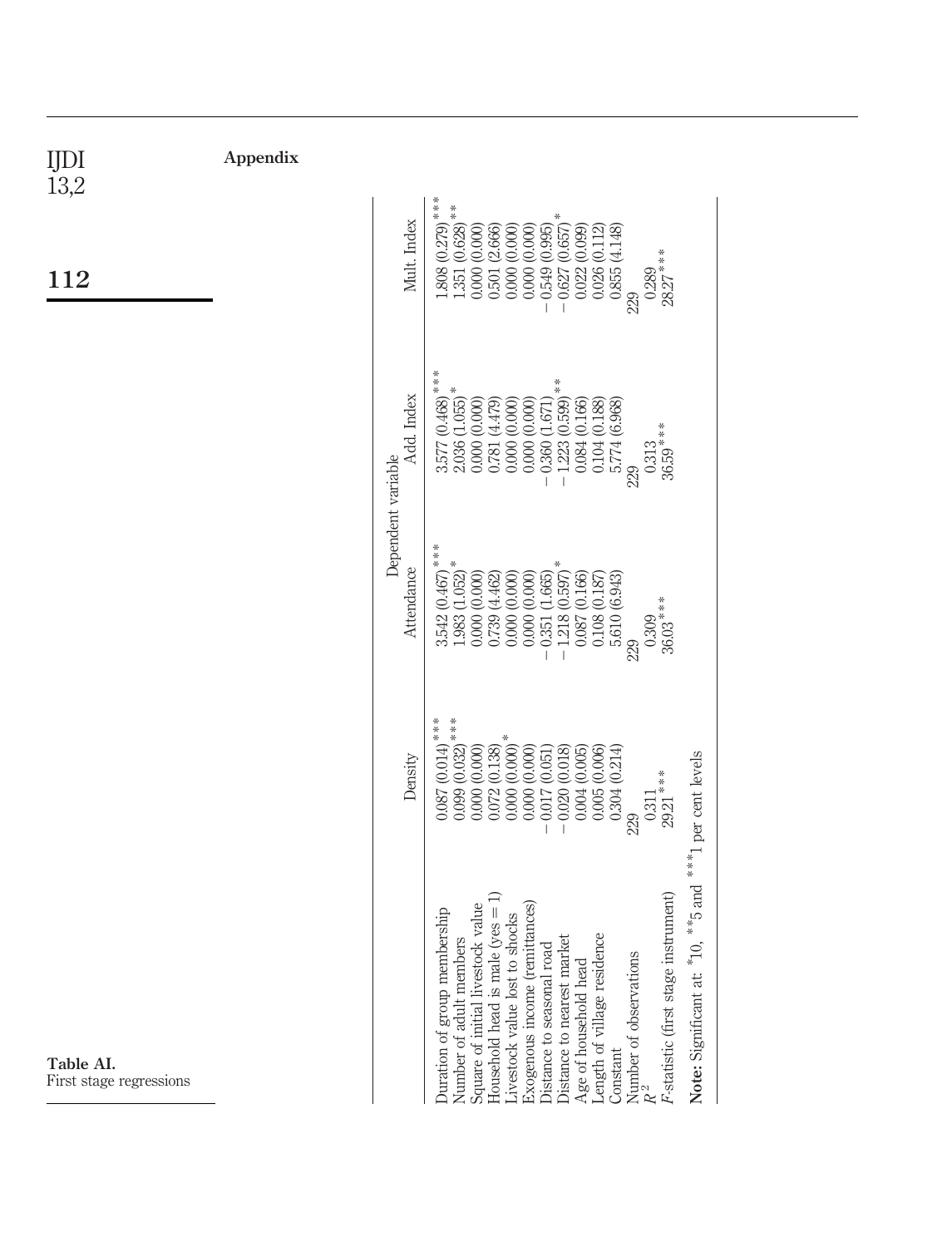## Appendix

**Table AI.** First stage regressions

| | Dependent variable | | | |
|---|---|---|---|---|
| | Density | Attendance | Add. Index | Mult. Index |
| Duration of group membership | 0.087 (0.014)*** | 3.542 (0.467)*** | 3.577 (0.468)*** | 1.808 (0.279)*** |
| Number of adult members | 0.099 (0.032)*** | 1.983 (1.052)* | 2.036 (1.055)* | 1.351 (0.628)** |
| Square of initial livestock value | 0.000 (0.000) | 0.000 (0.000) | 0.000 (0.000) | 0.000 (0.000) |
| Household head is male (yes = 1) | 0.072 (0.138) | 0.739 (4.462) | 0.781 (4.479) | 0.501 (2.666) |
| Livestock value lost to shocks | 0.000 (0.000)* | 0.000 (0.000) | 0.000 (0.000) | 0.000 (0.000) |
| Exogenous income (remittances) | 0.000 (0.000) | 0.000 (0.000) | 0.000 (0.000) | 0.000 (0.000) |
| Distance to seasonal road | −0.017 (0.051) | −0.351 (1.665) | −0.360 (1.671) | −0.549 (0.995) |
| Distance to nearest market | −0.020 (0.018) | −1.218 (0.597)* | −1.223 (0.599)** | −0.627 (0.657)* |
| Age of household head | 0.004 (0.005) | 0.087 (0.166) | 0.084 (0.166) | 0.022 (0.099) |
| Length of village residence | 0.005 (0.006) | 0.108 (0.187) | 0.104 (0.188) | 0.026 (0.112) |
| Constant | 0.304 (0.214) | 5.610 (6.943) | 5.774 (6.968) | 0.855 (4.148) |
| Number of observations | 229 | 229 | 229 | 229 |
| $R^2$ | 0.311 | 0.309 | 0.313 | 0.289 |
| $F$-statistic (first stage instrument) | 29.21*** | 36.03*** | 36.59*** | 28.27*** |

**Note:** Significant at: *10, **5 and ***1 per cent levels